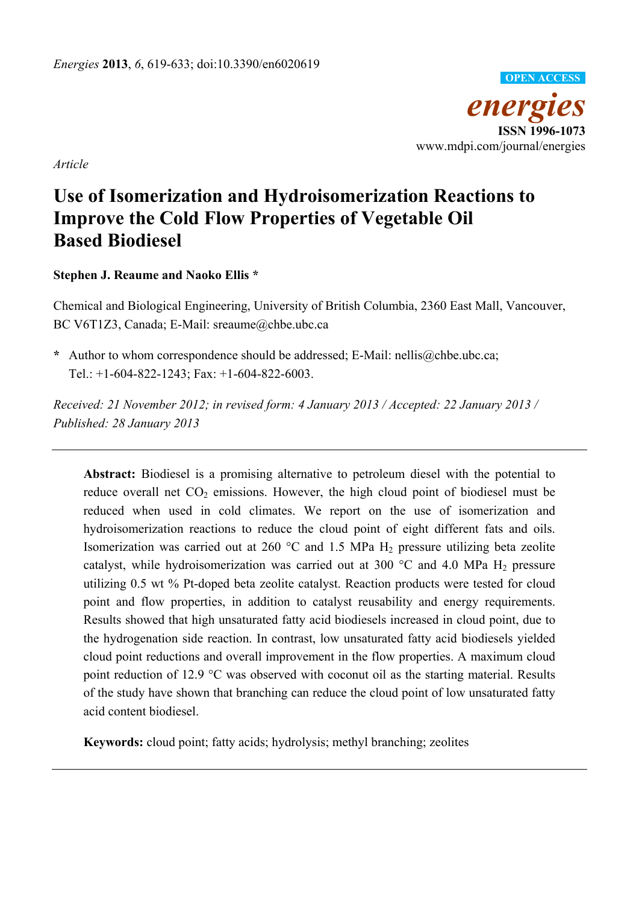*Energies* **2013**, *6*, 619-633; doi:10.3390/en6020619

OPEN ACCESS

*energies*

**ISSN 1996-1073**

www.mdpi.com/journal/energies

*Article*

# Use of Isomerization and Hydroisomerization Reactions to Improve the Cold Flow Properties of Vegetable Oil Based Biodiesel

**Stephen J. Reaume and Naoko Ellis ***

Chemical and Biological Engineering, University of British Columbia, 2360 East Mall, Vancouver, BC V6T1Z3, Canada; E-Mail: sreaume@chbe.ubc.ca

**\*** Author to whom correspondence should be addressed; E-Mail: nellis@chbe.ubc.ca; Tel.: +1-604-822-1243; Fax: +1-604-822-6003.

*Received: 21 November 2012; in revised form: 4 January 2013 / Accepted: 22 January 2013 / Published: 28 January 2013*

---

**Abstract:** Biodiesel is a promising alternative to petroleum diesel with the potential to reduce overall net $CO_2$ emissions. However, the high cloud point of biodiesel must be reduced when used in cold climates. We report on the use of isomerization and hydroisomerization reactions to reduce the cloud point of eight different fats and oils. Isomerization was carried out at 260 °C and 1.5 MPa $H_2$ pressure utilizing beta zeolite catalyst, while hydroisomerization was carried out at 300 °C and 4.0 MPa $H_2$ pressure utilizing 0.5 wt % Pt-doped beta zeolite catalyst. Reaction products were tested for cloud point and flow properties, in addition to catalyst reusability and energy requirements. Results showed that high unsaturated fatty acid biodiesels increased in cloud point, due to the hydrogenation side reaction. In contrast, low unsaturated fatty acid biodiesels yielded cloud point reductions and overall improvement in the flow properties. A maximum cloud point reduction of 12.9 °C was observed with coconut oil as the starting material. Results of the study have shown that branching can reduce the cloud point of low unsaturated fatty acid content biodiesel.

**Keywords:** cloud point; fatty acids; hydrolysis; methyl branching; zeolites

---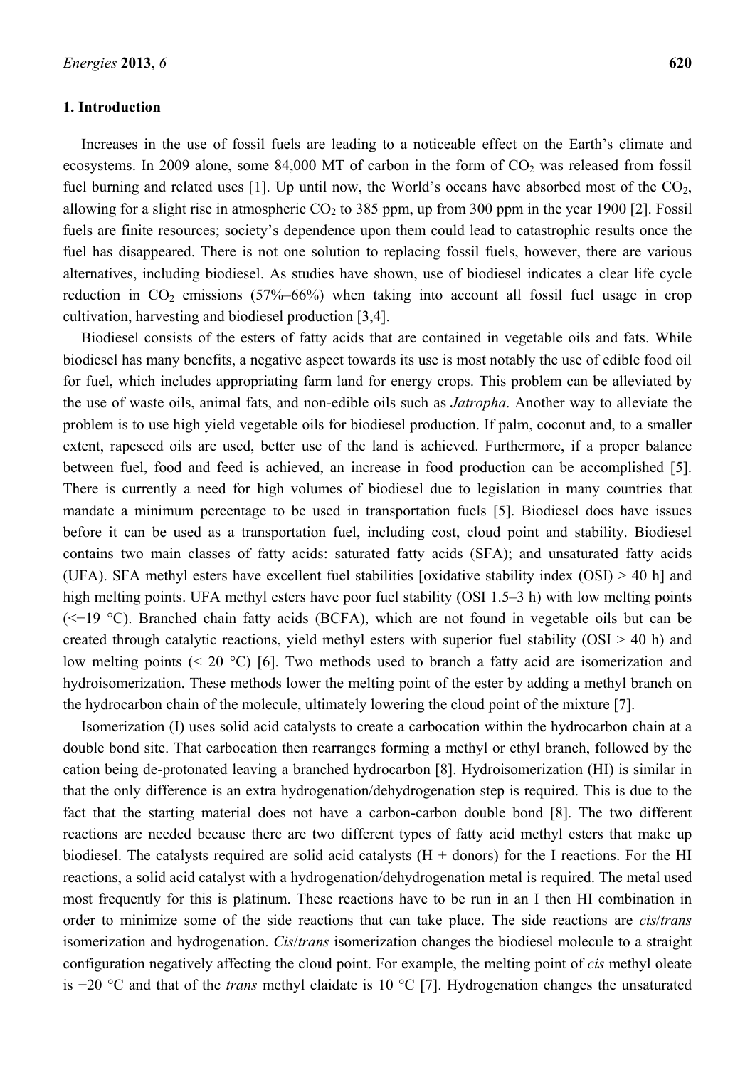## 1. Introduction

Increases in the use of fossil fuels are leading to a noticeable effect on the Earth's climate and ecosystems. In 2009 alone, some 84,000 MT of carbon in the form of $CO_2$ was released from fossil fuel burning and related uses [1]. Up until now, the World's oceans have absorbed most of the $CO_2$, allowing for a slight rise in atmospheric $CO_2$ to 385 ppm, up from 300 ppm in the year 1900 [2]. Fossil fuels are finite resources; society's dependence upon them could lead to catastrophic results once the fuel has disappeared. There is not one solution to replacing fossil fuels, however, there are various alternatives, including biodiesel. As studies have shown, use of biodiesel indicates a clear life cycle reduction in $CO_2$ emissions (57%–66%) when taking into account all fossil fuel usage in crop cultivation, harvesting and biodiesel production [3,4].

Biodiesel consists of the esters of fatty acids that are contained in vegetable oils and fats. While biodiesel has many benefits, a negative aspect towards its use is most notably the use of edible food oil for fuel, which includes appropriating farm land for energy crops. This problem can be alleviated by the use of waste oils, animal fats, and non-edible oils such as *Jatropha*. Another way to alleviate the problem is to use high yield vegetable oils for biodiesel production. If palm, coconut and, to a smaller extent, rapeseed oils are used, better use of the land is achieved. Furthermore, if a proper balance between fuel, food and feed is achieved, an increase in food production can be accomplished [5]. There is currently a need for high volumes of biodiesel due to legislation in many countries that mandate a minimum percentage to be used in transportation fuels [5]. Biodiesel does have issues before it can be used as a transportation fuel, including cost, cloud point and stability. Biodiesel contains two main classes of fatty acids: saturated fatty acids (SFA); and unsaturated fatty acids (UFA). SFA methyl esters have excellent fuel stabilities [oxidative stability index (OSI) > 40 h] and high melting points. UFA methyl esters have poor fuel stability (OSI 1.5–3 h) with low melting points (<−19 °C). Branched chain fatty acids (BCFA), which are not found in vegetable oils but can be created through catalytic reactions, yield methyl esters with superior fuel stability (OSI > 40 h) and low melting points (< 20 °C) [6]. Two methods used to branch a fatty acid are isomerization and hydroisomerization. These methods lower the melting point of the ester by adding a methyl branch on the hydrocarbon chain of the molecule, ultimately lowering the cloud point of the mixture [7].

Isomerization (I) uses solid acid catalysts to create a carbocation within the hydrocarbon chain at a double bond site. That carbocation then rearranges forming a methyl or ethyl branch, followed by the cation being de-protonated leaving a branched hydrocarbon [8]. Hydroisomerization (HI) is similar in that the only difference is an extra hydrogenation/dehydrogenation step is required. This is due to the fact that the starting material does not have a carbon-carbon double bond [8]. The two different reactions are needed because there are two different types of fatty acid methyl esters that make up biodiesel. The catalysts required are solid acid catalysts (H + donors) for the I reactions. For the HI reactions, a solid acid catalyst with a hydrogenation/dehydrogenation metal is required. The metal used most frequently for this is platinum. These reactions have to be run in an I then HI combination in order to minimize some of the side reactions that can take place. The side reactions are *cis*/*trans* isomerization and hydrogenation. *Cis*/*trans* isomerization changes the biodiesel molecule to a straight configuration negatively affecting the cloud point. For example, the melting point of *cis* methyl oleate is −20 °C and that of the *trans* methyl elaidate is 10 °C [7]. Hydrogenation changes the unsaturated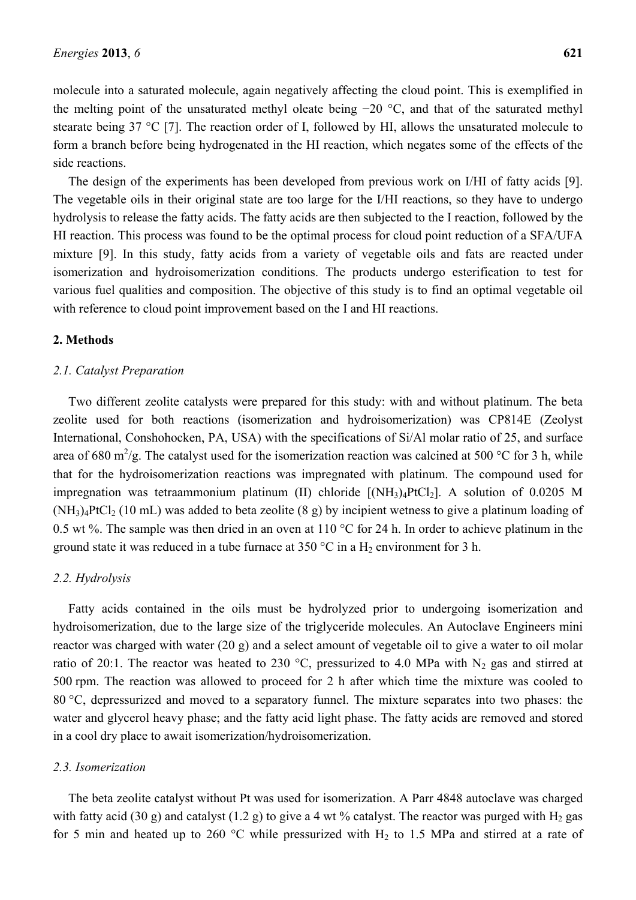molecule into a saturated molecule, again negatively affecting the cloud point. This is exemplified in the melting point of the unsaturated methyl oleate being −20 °C, and that of the saturated methyl stearate being 37 °C [7]. The reaction order of I, followed by HI, allows the unsaturated molecule to form a branch before being hydrogenated in the HI reaction, which negates some of the effects of the side reactions.

The design of the experiments has been developed from previous work on I/HI of fatty acids [9]. The vegetable oils in their original state are too large for the I/HI reactions, so they have to undergo hydrolysis to release the fatty acids. The fatty acids are then subjected to the I reaction, followed by the HI reaction. This process was found to be the optimal process for cloud point reduction of a SFA/UFA mixture [9]. In this study, fatty acids from a variety of vegetable oils and fats are reacted under isomerization and hydroisomerization conditions. The products undergo esterification to test for various fuel qualities and composition. The objective of this study is to find an optimal vegetable oil with reference to cloud point improvement based on the I and HI reactions.

## 2. Methods

### *2.1. Catalyst Preparation*

Two different zeolite catalysts were prepared for this study: with and without platinum. The beta zeolite used for both reactions (isomerization and hydroisomerization) was CP814E (Zeolyst International, Conshohocken, PA, USA) with the specifications of Si/Al molar ratio of 25, and surface area of 680 $m^2/g$. The catalyst used for the isomerization reaction was calcined at 500 °C for 3 h, while that for the hydroisomerization reactions was impregnated with platinum. The compound used for impregnation was tetraammonium platinum (II) chloride [$(NH_3)_4PtCl_2$]. A solution of 0.0205 M $(NH_3)_4PtCl_2$ (10 mL) was added to beta zeolite (8 g) by incipient wetness to give a platinum loading of 0.5 wt %. The sample was then dried in an oven at 110 °C for 24 h. In order to achieve platinum in the ground state it was reduced in a tube furnace at 350 °C in a $H_2$ environment for 3 h.

### *2.2. Hydrolysis*

Fatty acids contained in the oils must be hydrolyzed prior to undergoing isomerization and hydroisomerization, due to the large size of the triglyceride molecules. An Autoclave Engineers mini reactor was charged with water (20 g) and a select amount of vegetable oil to give a water to oil molar ratio of 20:1. The reactor was heated to 230 °C, pressurized to 4.0 MPa with $N_2$ gas and stirred at 500 rpm. The reaction was allowed to proceed for 2 h after which time the mixture was cooled to 80 °C, depressurized and moved to a separatory funnel. The mixture separates into two phases: the water and glycerol heavy phase; and the fatty acid light phase. The fatty acids are removed and stored in a cool dry place to await isomerization/hydroisomerization.

### *2.3. Isomerization*

The beta zeolite catalyst without Pt was used for isomerization. A Parr 4848 autoclave was charged with fatty acid (30 g) and catalyst (1.2 g) to give a 4 wt % catalyst. The reactor was purged with $H_2$ gas for 5 min and heated up to 260 °C while pressurized with $H_2$ to 1.5 MPa and stirred at a rate of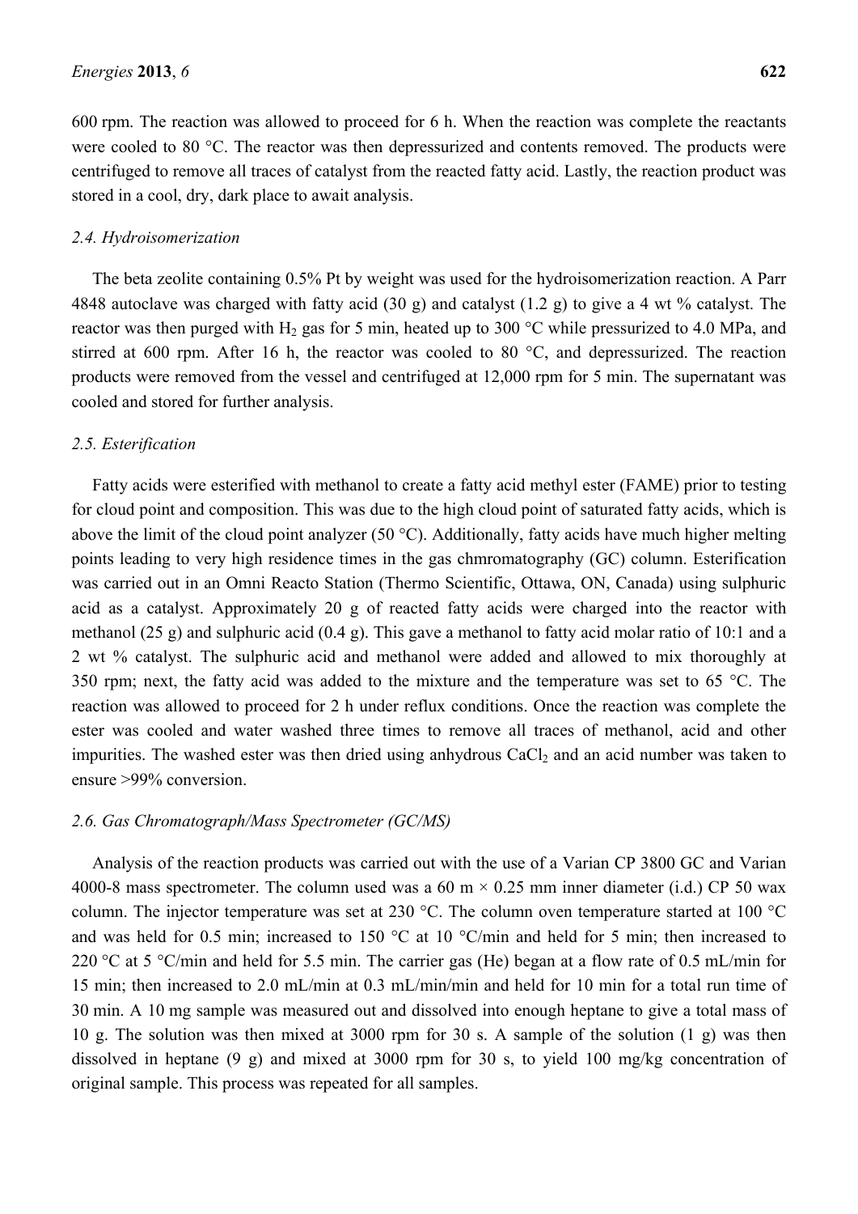600 rpm. The reaction was allowed to proceed for 6 h. When the reaction was complete the reactants were cooled to 80 °C. The reactor was then depressurized and contents removed. The products were centrifuged to remove all traces of catalyst from the reacted fatty acid. Lastly, the reaction product was stored in a cool, dry, dark place to await analysis.

### *2.4. Hydroisomerization*

The beta zeolite containing 0.5% Pt by weight was used for the hydroisomerization reaction. A Parr 4848 autoclave was charged with fatty acid (30 g) and catalyst (1.2 g) to give a 4 wt % catalyst. The reactor was then purged with $H_2$ gas for 5 min, heated up to 300 °C while pressurized to 4.0 MPa, and stirred at 600 rpm. After 16 h, the reactor was cooled to 80 °C, and depressurized. The reaction products were removed from the vessel and centrifuged at 12,000 rpm for 5 min. The supernatant was cooled and stored for further analysis.

### *2.5. Esterification*

Fatty acids were esterified with methanol to create a fatty acid methyl ester (FAME) prior to testing for cloud point and composition. This was due to the high cloud point of saturated fatty acids, which is above the limit of the cloud point analyzer (50 °C). Additionally, fatty acids have much higher melting points leading to very high residence times in the gas chmromatography (GC) column. Esterification was carried out in an Omni Reacto Station (Thermo Scientific, Ottawa, ON, Canada) using sulphuric acid as a catalyst. Approximately 20 g of reacted fatty acids were charged into the reactor with methanol (25 g) and sulphuric acid (0.4 g). This gave a methanol to fatty acid molar ratio of 10:1 and a 2 wt % catalyst. The sulphuric acid and methanol were added and allowed to mix thoroughly at 350 rpm; next, the fatty acid was added to the mixture and the temperature was set to 65 °C. The reaction was allowed to proceed for 2 h under reflux conditions. Once the reaction was complete the ester was cooled and water washed three times to remove all traces of methanol, acid and other impurities. The washed ester was then dried using anhydrous $CaCl_2$ and an acid number was taken to ensure >99% conversion.

### *2.6. Gas Chromatograph/Mass Spectrometer (GC/MS)*

Analysis of the reaction products was carried out with the use of a Varian CP 3800 GC and Varian 4000-8 mass spectrometer. The column used was a 60 m × 0.25 mm inner diameter (i.d.) CP 50 wax column. The injector temperature was set at 230 °C. The column oven temperature started at 100 °C and was held for 0.5 min; increased to 150 °C at 10 °C/min and held for 5 min; then increased to 220 °C at 5 °C/min and held for 5.5 min. The carrier gas (He) began at a flow rate of 0.5 mL/min for 15 min; then increased to 2.0 mL/min at 0.3 mL/min/min and held for 10 min for a total run time of 30 min. A 10 mg sample was measured out and dissolved into enough heptane to give a total mass of 10 g. The solution was then mixed at 3000 rpm for 30 s. A sample of the solution (1 g) was then dissolved in heptane (9 g) and mixed at 3000 rpm for 30 s, to yield 100 mg/kg concentration of original sample. This process was repeated for all samples.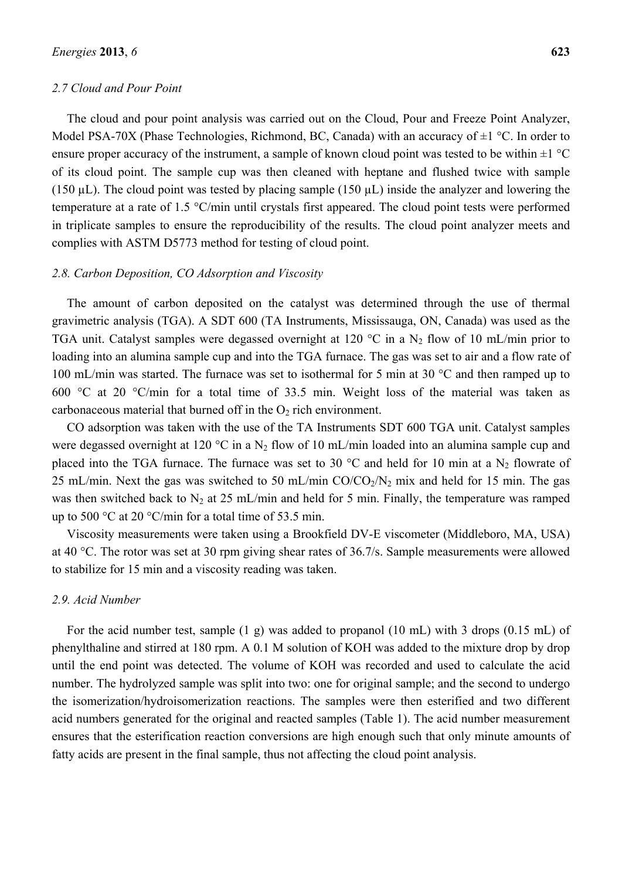### 2.7 Cloud and Pour Point

The cloud and pour point analysis was carried out on the Cloud, Pour and Freeze Point Analyzer, Model PSA-70X (Phase Technologies, Richmond, BC, Canada) with an accuracy of ±1 °C. In order to ensure proper accuracy of the instrument, a sample of known cloud point was tested to be within ±1 °C of its cloud point. The sample cup was then cleaned with heptane and flushed twice with sample (150 µL). The cloud point was tested by placing sample (150 µL) inside the analyzer and lowering the temperature at a rate of 1.5 °C/min until crystals first appeared. The cloud point tests were performed in triplicate samples to ensure the reproducibility of the results. The cloud point analyzer meets and complies with ASTM D5773 method for testing of cloud point.

### 2.8. Carbon Deposition, CO Adsorption and Viscosity

The amount of carbon deposited on the catalyst was determined through the use of thermal gravimetric analysis (TGA). A SDT 600 (TA Instruments, Mississauga, ON, Canada) was used as the TGA unit. Catalyst samples were degassed overnight at 120 °C in a $N_2$ flow of 10 mL/min prior to loading into an alumina sample cup and into the TGA furnace. The gas was set to air and a flow rate of 100 mL/min was started. The furnace was set to isothermal for 5 min at 30 °C and then ramped up to 600 °C at 20 °C/min for a total time of 33.5 min. Weight loss of the material was taken as carbonaceous material that burned off in the $O_2$ rich environment.

CO adsorption was taken with the use of the TA Instruments SDT 600 TGA unit. Catalyst samples were degassed overnight at 120 °C in a $N_2$ flow of 10 mL/min loaded into an alumina sample cup and placed into the TGA furnace. The furnace was set to 30 °C and held for 10 min at a $N_2$ flowrate of 25 mL/min. Next the gas was switched to 50 mL/min $CO/CO_2/N_2$ mix and held for 15 min. The gas was then switched back to $N_2$ at 25 mL/min and held for 5 min. Finally, the temperature was ramped up to 500 °C at 20 °C/min for a total time of 53.5 min.

Viscosity measurements were taken using a Brookfield DV-E viscometer (Middleboro, MA, USA) at 40 °C. The rotor was set at 30 rpm giving shear rates of 36.7/s. Sample measurements were allowed to stabilize for 15 min and a viscosity reading was taken.

### 2.9. Acid Number

For the acid number test, sample (1 g) was added to propanol (10 mL) with 3 drops (0.15 mL) of phenylthaline and stirred at 180 rpm. A 0.1 M solution of KOH was added to the mixture drop by drop until the end point was detected. The volume of KOH was recorded and used to calculate the acid number. The hydrolyzed sample was split into two: one for original sample; and the second to undergo the isomerization/hydroisomerization reactions. The samples were then esterified and two different acid numbers generated for the original and reacted samples (Table 1). The acid number measurement ensures that the esterification reaction conversions are high enough such that only minute amounts of fatty acids are present in the final sample, thus not affecting the cloud point analysis.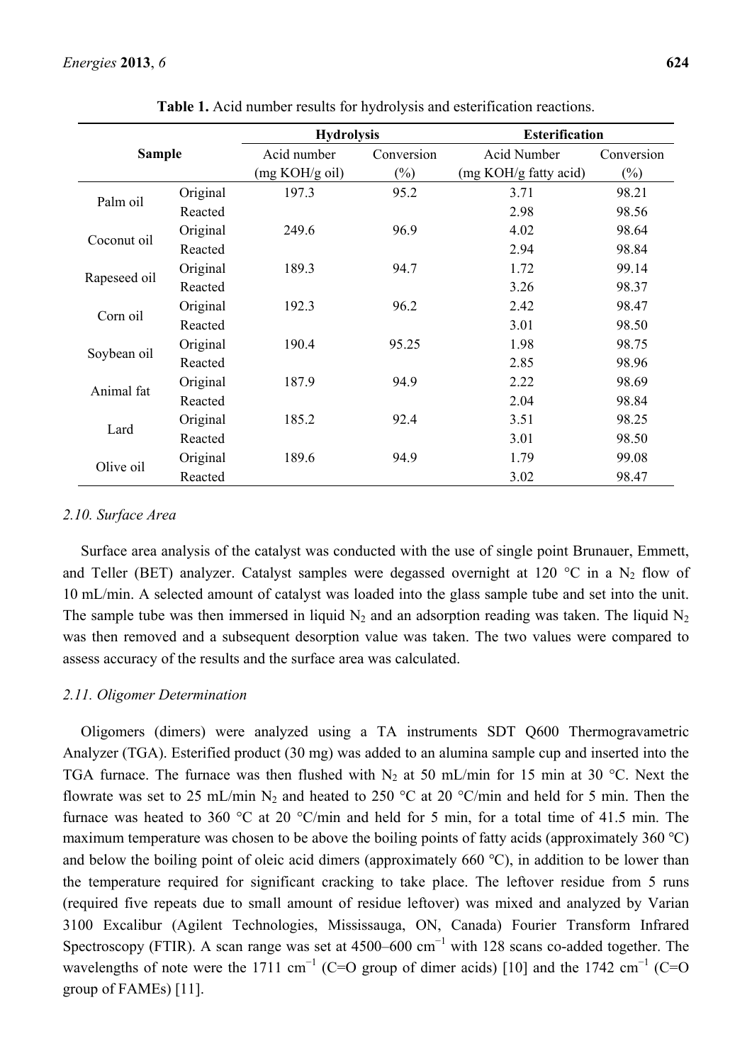**Table 1.** Acid number results for hydrolysis and esterification reactions.

| Sample | | Hydrolysis | | Esterification | |
|---|---|---|---|---|---|
| | | Acid number (mg KOH/g oil) | Conversion (%) | Acid Number (mg KOH/g fatty acid) | Conversion (%) |
| Palm oil | Original | 197.3 | 95.2 | 3.71 | 98.21 |
| | Reacted | | | 2.98 | 98.56 |
| Coconut oil | Original | 249.6 | 96.9 | 4.02 | 98.64 |
| | Reacted | | | 2.94 | 98.84 |
| Rapeseed oil | Original | 189.3 | 94.7 | 1.72 | 99.14 |
| | Reacted | | | 3.26 | 98.37 |
| Corn oil | Original | 192.3 | 96.2 | 2.42 | 98.47 |
| | Reacted | | | 3.01 | 98.50 |
| Soybean oil | Original | 190.4 | 95.25 | 1.98 | 98.75 |
| | Reacted | | | 2.85 | 98.96 |
| Animal fat | Original | 187.9 | 94.9 | 2.22 | 98.69 |
| | Reacted | | | 2.04 | 98.84 |
| Lard | Original | 185.2 | 92.4 | 3.51 | 98.25 |
| | Reacted | | | 3.01 | 98.50 |
| Olive oil | Original | 189.6 | 94.9 | 1.79 | 99.08 |
| | Reacted | | | 3.02 | 98.47 |

### *2.10. Surface Area*

Surface area analysis of the catalyst was conducted with the use of single point Brunauer, Emmett, and Teller (BET) analyzer. Catalyst samples were degassed overnight at 120 °C in a $N_2$ flow of 10 mL/min. A selected amount of catalyst was loaded into the glass sample tube and set into the unit. The sample tube was then immersed in liquid $N_2$ and an adsorption reading was taken. The liquid $N_2$ was then removed and a subsequent desorption value was taken. The two values were compared to assess accuracy of the results and the surface area was calculated.

### *2.11. Oligomer Determination*

Oligomers (dimers) were analyzed using a TA instruments SDT Q600 Thermogravametric Analyzer (TGA). Esterified product (30 mg) was added to an alumina sample cup and inserted into the TGA furnace. The furnace was then flushed with $N_2$ at 50 mL/min for 15 min at 30 °C. Next the flowrate was set to 25 mL/min $N_2$ and heated to 250 °C at 20 °C/min and held for 5 min. Then the furnace was heated to 360 °C at 20 °C/min and held for 5 min, for a total time of 41.5 min. The maximum temperature was chosen to be above the boiling points of fatty acids (approximately 360 ℃) and below the boiling point of oleic acid dimers (approximately 660 ℃), in addition to be lower than the temperature required for significant cracking to take place. The leftover residue from 5 runs (required five repeats due to small amount of residue leftover) was mixed and analyzed by Varian 3100 Excalibur (Agilent Technologies, Mississauga, ON, Canada) Fourier Transform Infrared Spectroscopy (FTIR). A scan range was set at 4500–600 $cm^{-1}$ with 128 scans co-added together. The wavelengths of note were the 1711 $cm^{-1}$ (C=O group of dimer acids) [10] and the 1742 $cm^{-1}$ (C=O group of FAMEs) [11].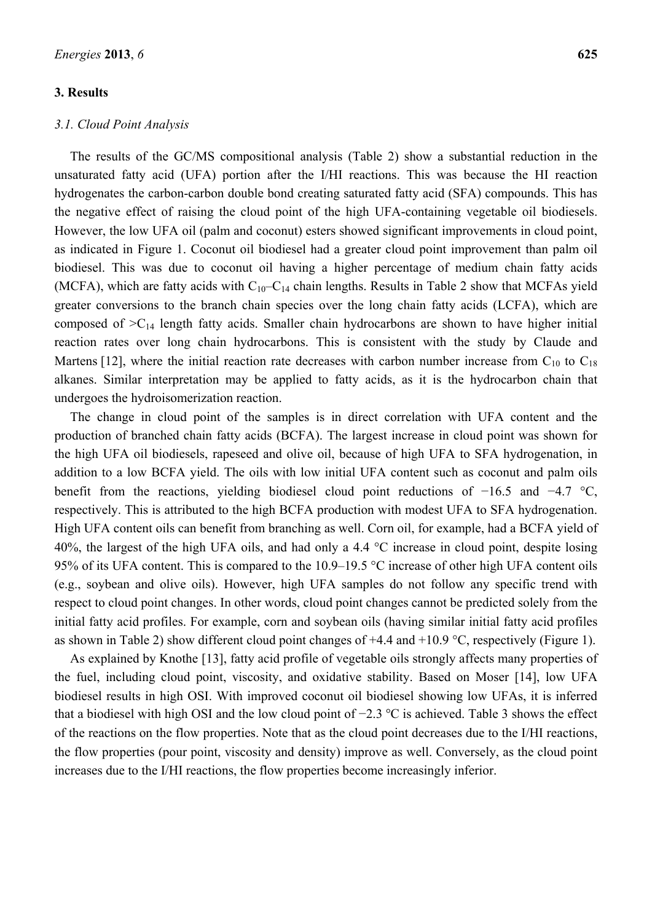## 3. Results

### 3.1. Cloud Point Analysis

The results of the GC/MS compositional analysis (Table 2) show a substantial reduction in the unsaturated fatty acid (UFA) portion after the I/HI reactions. This was because the HI reaction hydrogenates the carbon-carbon double bond creating saturated fatty acid (SFA) compounds. This has the negative effect of raising the cloud point of the high UFA-containing vegetable oil biodiesels. However, the low UFA oil (palm and coconut) esters showed significant improvements in cloud point, as indicated in Figure 1. Coconut oil biodiesel had a greater cloud point improvement than palm oil biodiesel. This was due to coconut oil having a higher percentage of medium chain fatty acids (MCFA), which are fatty acids with $C_{10}$–$C_{14}$ chain lengths. Results in Table 2 show that MCFAs yield greater conversions to the branch chain species over the long chain fatty acids (LCFA), which are composed of $>C_{14}$ length fatty acids. Smaller chain hydrocarbons are shown to have higher initial reaction rates over long chain hydrocarbons. This is consistent with the study by Claude and Martens [12], where the initial reaction rate decreases with carbon number increase from $C_{10}$ to $C_{18}$ alkanes. Similar interpretation may be applied to fatty acids, as it is the hydrocarbon chain that undergoes the hydroisomerization reaction.

The change in cloud point of the samples is in direct correlation with UFA content and the production of branched chain fatty acids (BCFA). The largest increase in cloud point was shown for the high UFA oil biodiesels, rapeseed and olive oil, because of high UFA to SFA hydrogenation, in addition to a low BCFA yield. The oils with low initial UFA content such as coconut and palm oils benefit from the reactions, yielding biodiesel cloud point reductions of −16.5 and −4.7 °C, respectively. This is attributed to the high BCFA production with modest UFA to SFA hydrogenation. High UFA content oils can benefit from branching as well. Corn oil, for example, had a BCFA yield of 40%, the largest of the high UFA oils, and had only a 4.4 °C increase in cloud point, despite losing 95% of its UFA content. This is compared to the 10.9–19.5 °C increase of other high UFA content oils (e.g., soybean and olive oils). However, high UFA samples do not follow any specific trend with respect to cloud point changes. In other words, cloud point changes cannot be predicted solely from the initial fatty acid profiles. For example, corn and soybean oils (having similar initial fatty acid profiles as shown in Table 2) show different cloud point changes of +4.4 and +10.9 °C, respectively (Figure 1).

As explained by Knothe [13], fatty acid profile of vegetable oils strongly affects many properties of the fuel, including cloud point, viscosity, and oxidative stability. Based on Moser [14], low UFA biodiesel results in high OSI. With improved coconut oil biodiesel showing low UFAs, it is inferred that a biodiesel with high OSI and the low cloud point of −2.3 °C is achieved. Table 3 shows the effect of the reactions on the flow properties. Note that as the cloud point decreases due to the I/HI reactions, the flow properties (pour point, viscosity and density) improve as well. Conversely, as the cloud point increases due to the I/HI reactions, the flow properties become increasingly inferior.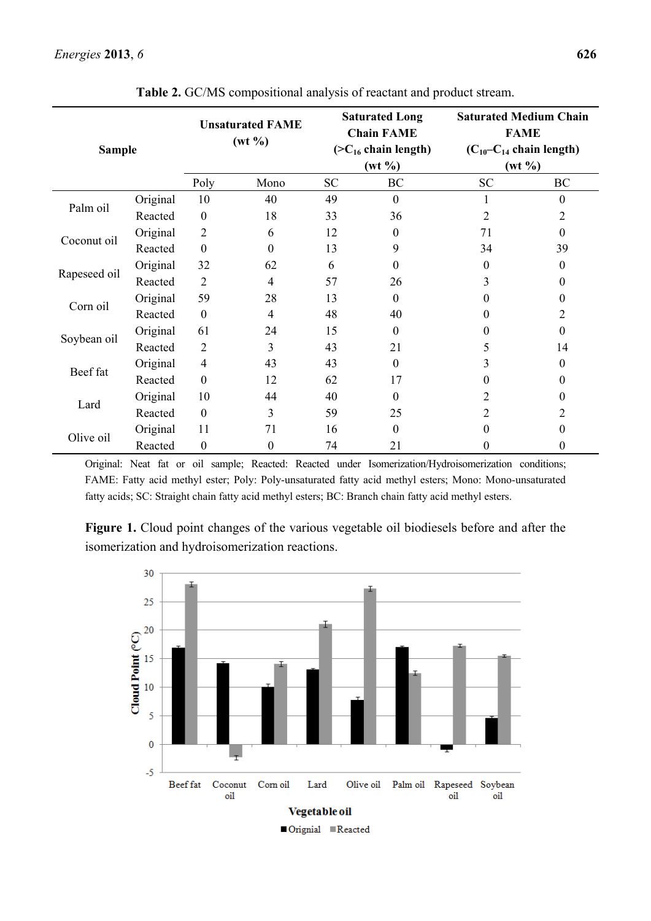**Table 2.** GC/MS compositional analysis of reactant and product stream.

| Sample | | Unsaturated FAME (wt %) | | Saturated Long Chain FAME (>$C_{16}$ chain length) (wt %) | | Saturated Medium Chain FAME ($C_{10}$–$C_{14}$ chain length) (wt %) | |
|---|---|---|---|---|---|---|---|
| | | Poly | Mono | SC | BC | SC | BC |
| Palm oil | Original | 10 | 40 | 49 | 0 | 1 | 0 |
| | Reacted | 0 | 18 | 33 | 36 | 2 | 2 |
| Coconut oil | Original | 2 | 6 | 12 | 0 | 71 | 0 |
| | Reacted | 0 | 0 | 13 | 9 | 34 | 39 |
| Rapeseed oil | Original | 32 | 62 | 6 | 0 | 0 | 0 |
| | Reacted | 2 | 4 | 57 | 26 | 3 | 0 |
| Corn oil | Original | 59 | 28 | 13 | 0 | 0 | 0 |
| | Reacted | 0 | 4 | 48 | 40 | 0 | 2 |
| Soybean oil | Original | 61 | 24 | 15 | 0 | 0 | 0 |
| | Reacted | 2 | 3 | 43 | 21 | 5 | 14 |
| Beef fat | Original | 4 | 43 | 43 | 0 | 3 | 0 |
| | Reacted | 0 | 12 | 62 | 17 | 0 | 0 |
| Lard | Original | 10 | 44 | 40 | 0 | 2 | 0 |
| | Reacted | 0 | 3 | 59 | 25 | 2 | 2 |
| Olive oil | Original | 11 | 71 | 16 | 0 | 0 | 0 |
| | Reacted | 0 | 0 | 74 | 21 | 0 | 0 |

Original: Neat fat or oil sample; Reacted: Reacted under Isomerization/Hydroisomerization conditions; FAME: Fatty acid methyl ester; Poly: Poly-unsaturated fatty acid methyl esters; Mono: Mono-unsaturated fatty acids; SC: Straight chain fatty acid methyl esters; BC: Branch chain fatty acid methyl esters.

**Figure 1.** Cloud point changes of the various vegetable oil biodiesels before and after the isomerization and hydroisomerization reactions.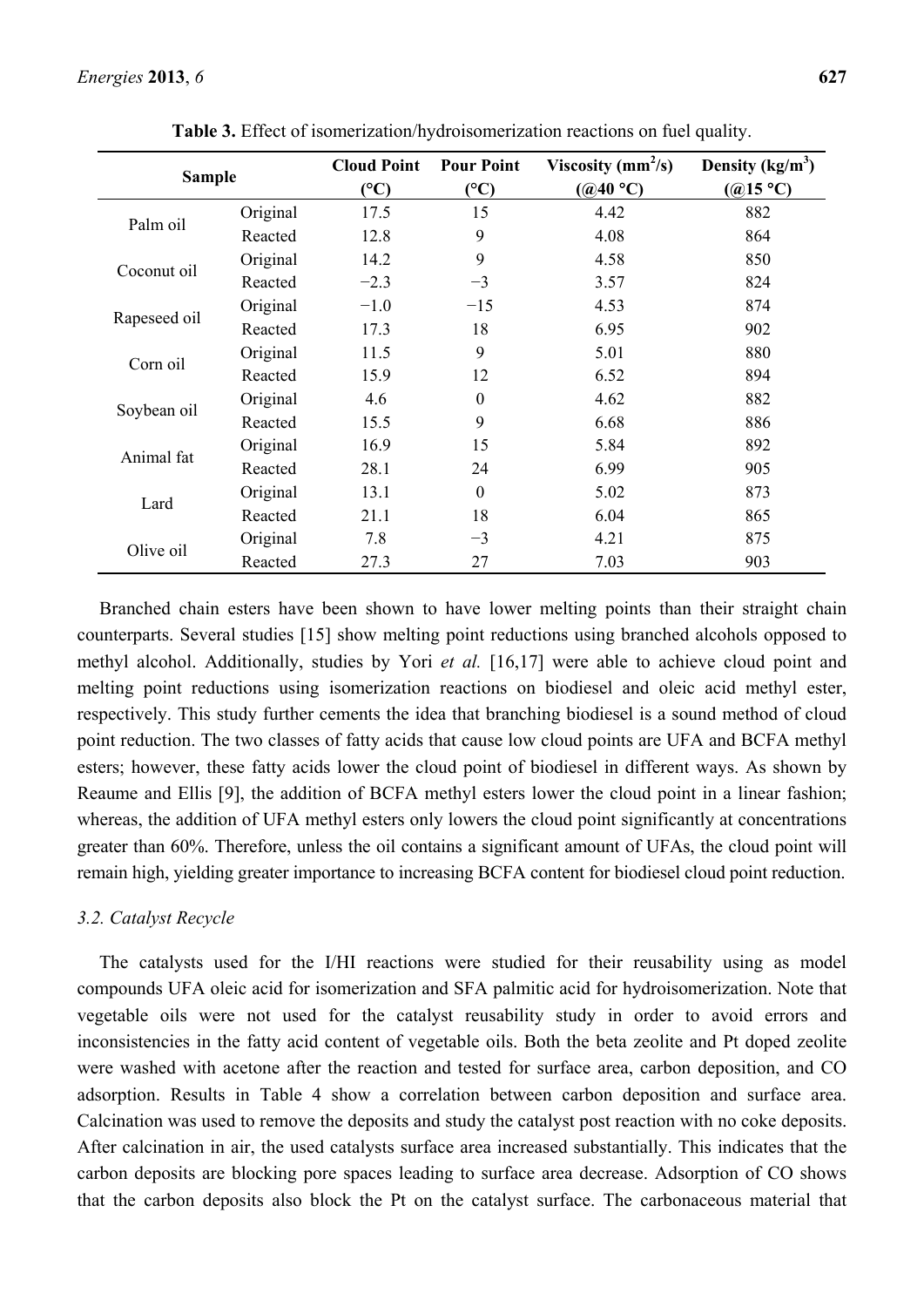**Table 3.** Effect of isomerization/hydroisomerization reactions on fuel quality.

| Sample | | Cloud Point (°C) | Pour Point (°C) | Viscosity ($mm^2/s$) (@40 °C) | Density ($kg/m^3$) (@15 °C) |
|---|---|---|---|---|---|
| Palm oil | Original | 17.5 | 15 | 4.42 | 882 |
| | Reacted | 12.8 | 9 | 4.08 | 864 |
| Coconut oil | Original | 14.2 | 9 | 4.58 | 850 |
| | Reacted | −2.3 | −3 | 3.57 | 824 |
| Rapeseed oil | Original | −1.0 | −15 | 4.53 | 874 |
| | Reacted | 17.3 | 18 | 6.95 | 902 |
| Corn oil | Original | 11.5 | 9 | 5.01 | 880 |
| | Reacted | 15.9 | 12 | 6.52 | 894 |
| Soybean oil | Original | 4.6 | 0 | 4.62 | 882 |
| | Reacted | 15.5 | 9 | 6.68 | 886 |
| Animal fat | Original | 16.9 | 15 | 5.84 | 892 |
| | Reacted | 28.1 | 24 | 6.99 | 905 |
| Lard | Original | 13.1 | 0 | 5.02 | 873 |
| | Reacted | 21.1 | 18 | 6.04 | 865 |
| Olive oil | Original | 7.8 | −3 | 4.21 | 875 |
| | Reacted | 27.3 | 27 | 7.03 | 903 |

Branched chain esters have been shown to have lower melting points than their straight chain counterparts. Several studies [15] show melting point reductions using branched alcohols opposed to methyl alcohol. Additionally, studies by Yori *et al.* [16,17] were able to achieve cloud point and melting point reductions using isomerization reactions on biodiesel and oleic acid methyl ester, respectively. This study further cements the idea that branching biodiesel is a sound method of cloud point reduction. The two classes of fatty acids that cause low cloud points are UFA and BCFA methyl esters; however, these fatty acids lower the cloud point of biodiesel in different ways. As shown by Reaume and Ellis [9], the addition of BCFA methyl esters lower the cloud point in a linear fashion; whereas, the addition of UFA methyl esters only lowers the cloud point significantly at concentrations greater than 60%. Therefore, unless the oil contains a significant amount of UFAs, the cloud point will remain high, yielding greater importance to increasing BCFA content for biodiesel cloud point reduction.

### 3.2. Catalyst Recycle

The catalysts used for the I/HI reactions were studied for their reusability using as model compounds UFA oleic acid for isomerization and SFA palmitic acid for hydroisomerization. Note that vegetable oils were not used for the catalyst reusability study in order to avoid errors and inconsistencies in the fatty acid content of vegetable oils. Both the beta zeolite and Pt doped zeolite were washed with acetone after the reaction and tested for surface area, carbon deposition, and CO adsorption. Results in Table 4 show a correlation between carbon deposition and surface area. Calcination was used to remove the deposits and study the catalyst post reaction with no coke deposits. After calcination in air, the used catalysts surface area increased substantially. This indicates that the carbon deposits are blocking pore spaces leading to surface area decrease. Adsorption of CO shows that the carbon deposits also block the Pt on the catalyst surface. The carbonaceous material that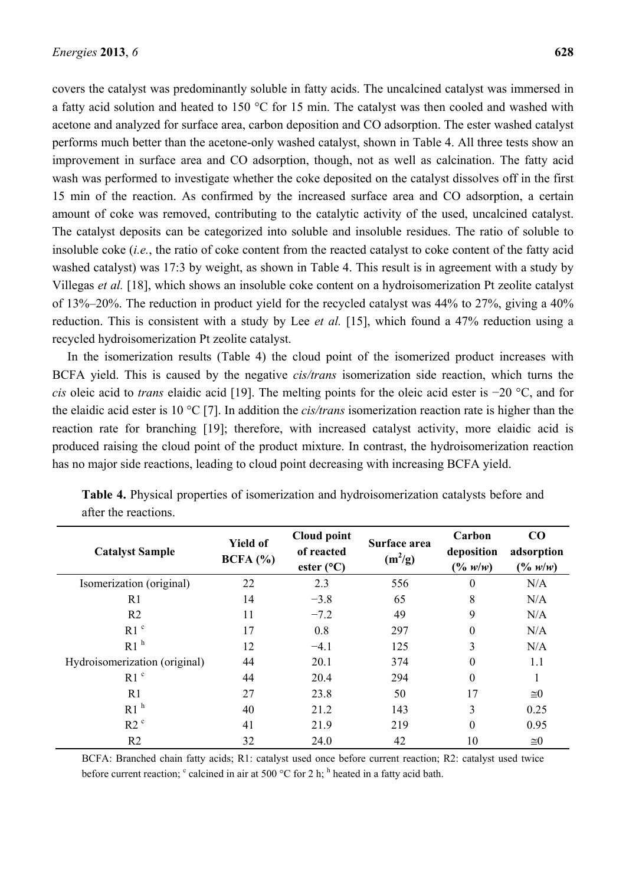covers the catalyst was predominantly soluble in fatty acids. The uncalcined catalyst was immersed in a fatty acid solution and heated to 150 °C for 15 min. The catalyst was then cooled and washed with acetone and analyzed for surface area, carbon deposition and CO adsorption. The ester washed catalyst performs much better than the acetone-only washed catalyst, shown in Table 4. All three tests show an improvement in surface area and CO adsorption, though, not as well as calcination. The fatty acid wash was performed to investigate whether the coke deposited on the catalyst dissolves off in the first 15 min of the reaction. As confirmed by the increased surface area and CO adsorption, a certain amount of coke was removed, contributing to the catalytic activity of the used, uncalcined catalyst. The catalyst deposits can be categorized into soluble and insoluble residues. The ratio of soluble to insoluble coke (*i.e.*, the ratio of coke content from the reacted catalyst to coke content of the fatty acid washed catalyst) was 17:3 by weight, as shown in Table 4. This result is in agreement with a study by Villegas *et al.* [18], which shows an insoluble coke content on a hydroisomerization Pt zeolite catalyst of 13%–20%. The reduction in product yield for the recycled catalyst was 44% to 27%, giving a 40% reduction. This is consistent with a study by Lee *et al.* [15], which found a 47% reduction using a recycled hydroisomerization Pt zeolite catalyst.

In the isomerization results (Table 4) the cloud point of the isomerized product increases with BCFA yield. This is caused by the negative *cis/trans* isomerization side reaction, which turns the *cis* oleic acid to *trans* elaidic acid [19]. The melting points for the oleic acid ester is −20 °C, and for the elaidic acid ester is 10 °C [7]. In addition the *cis/trans* isomerization reaction rate is higher than the reaction rate for branching [19]; therefore, with increased catalyst activity, more elaidic acid is produced raising the cloud point of the product mixture. In contrast, the hydroisomerization reaction has no major side reactions, leading to cloud point decreasing with increasing BCFA yield.

**Table 4.** Physical properties of isomerization and hydroisomerization catalysts before and after the reactions.

| Catalyst Sample | Yield of BCFA (%) | Cloud point of reacted ester (°C) | Surface area ($m^2$/g) | Carbon deposition (% *w*/*w*) | CO adsorption (% *w*/*w*) |
|---|---|---|---|---|---|
| Isomerization (original) | 22 | 2.3 | 556 | 0 | N/A |
| R1 | 14 | −3.8 | 65 | 8 | N/A |
| R2 | 11 | −7.2 | 49 | 9 | N/A |
| R1 [c] | 17 | 0.8 | 297 | 0 | N/A |
| R1 [h] | 12 | −4.1 | 125 | 3 | N/A |
| Hydroisomerization (original) | 44 | 20.1 | 374 | 0 | 1.1 |
| R1 [c] | 44 | 20.4 | 294 | 0 | 1 |
| R1 | 27 | 23.8 | 50 | 17 | ≅0 |
| R1 [h] | 40 | 21.2 | 143 | 3 | 0.25 |
| R2 [c] | 41 | 21.9 | 219 | 0 | 0.95 |
| R2 | 32 | 24.0 | 42 | 10 | ≅0 |

BCFA: Branched chain fatty acids; R1: catalyst used once before current reaction; R2: catalyst used twice before current reaction; [c] calcined in air at 500 °C for 2 h; [h] heated in a fatty acid bath.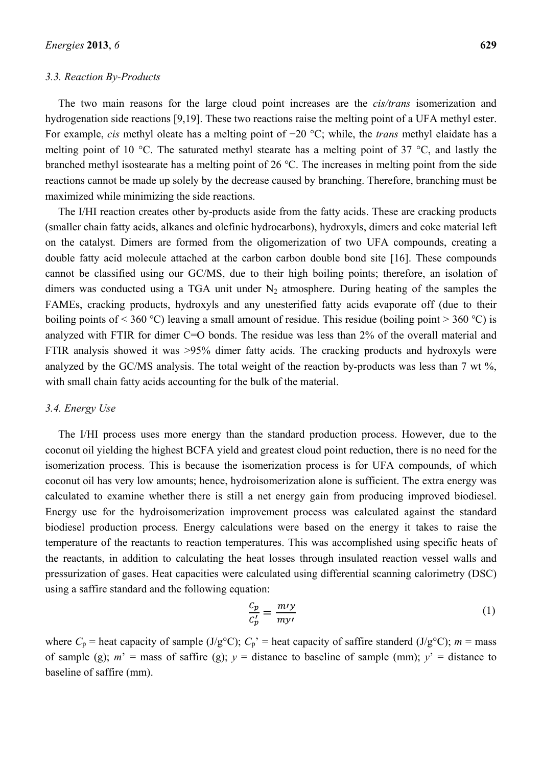### 3.3. Reaction By-Products

The two main reasons for the large cloud point increases are the *cis/trans* isomerization and hydrogenation side reactions [9,19]. These two reactions raise the melting point of a UFA methyl ester. For example, *cis* methyl oleate has a melting point of −20 °C; while, the *trans* methyl elaidate has a melting point of 10 °C. The saturated methyl stearate has a melting point of 37 °C, and lastly the branched methyl isostearate has a melting point of 26 °C. The increases in melting point from the side reactions cannot be made up solely by the decrease caused by branching. Therefore, branching must be maximized while minimizing the side reactions.

The I/HI reaction creates other by-products aside from the fatty acids. These are cracking products (smaller chain fatty acids, alkanes and olefinic hydrocarbons), hydroxyls, dimers and coke material left on the catalyst. Dimers are formed from the oligomerization of two UFA compounds, creating a double fatty acid molecule attached at the carbon carbon double bond site [16]. These compounds cannot be classified using our GC/MS, due to their high boiling points; therefore, an isolation of dimers was conducted using a TGA unit under $N_2$ atmosphere. During heating of the samples the FAMEs, cracking products, hydroxyls and any unesterified fatty acids evaporate off (due to their boiling points of < 360 °C) leaving a small amount of residue. This residue (boiling point > 360 °C) is analyzed with FTIR for dimer C=O bonds. The residue was less than 2% of the overall material and FTIR analysis showed it was >95% dimer fatty acids. The cracking products and hydroxyls were analyzed by the GC/MS analysis. The total weight of the reaction by-products was less than 7 wt %, with small chain fatty acids accounting for the bulk of the material.

### 3.4. Energy Use

The I/HI process uses more energy than the standard production process. However, due to the coconut oil yielding the highest BCFA yield and greatest cloud point reduction, there is no need for the isomerization process. This is because the isomerization process is for UFA compounds, of which coconut oil has very low amounts; hence, hydroisomerization alone is sufficient. The extra energy was calculated to examine whether there is still a net energy gain from producing improved biodiesel. Energy use for the hydroisomerization improvement process was calculated against the standard biodiesel production process. Energy calculations were based on the energy it takes to raise the temperature of the reactants to reaction temperatures. This was accomplished using specific heats of the reactants, in addition to calculating the heat losses through insulated reaction vessel walls and pressurization of gases. Heat capacities were calculated using differential scanning calorimetry (DSC) using a saffire standard and the following equation:

$$\frac{C_p}{C_p'} = \frac{m'y}{my'} \tag{1}$$

where $C_p$ = heat capacity of sample (J/g°C); $C_p$’ = heat capacity of saffire standerd (J/g°C); $m$ = mass of sample (g); $m$’ = mass of saffire (g); $y$ = distance to baseline of sample (mm); $y$’ = distance to baseline of saffire (mm).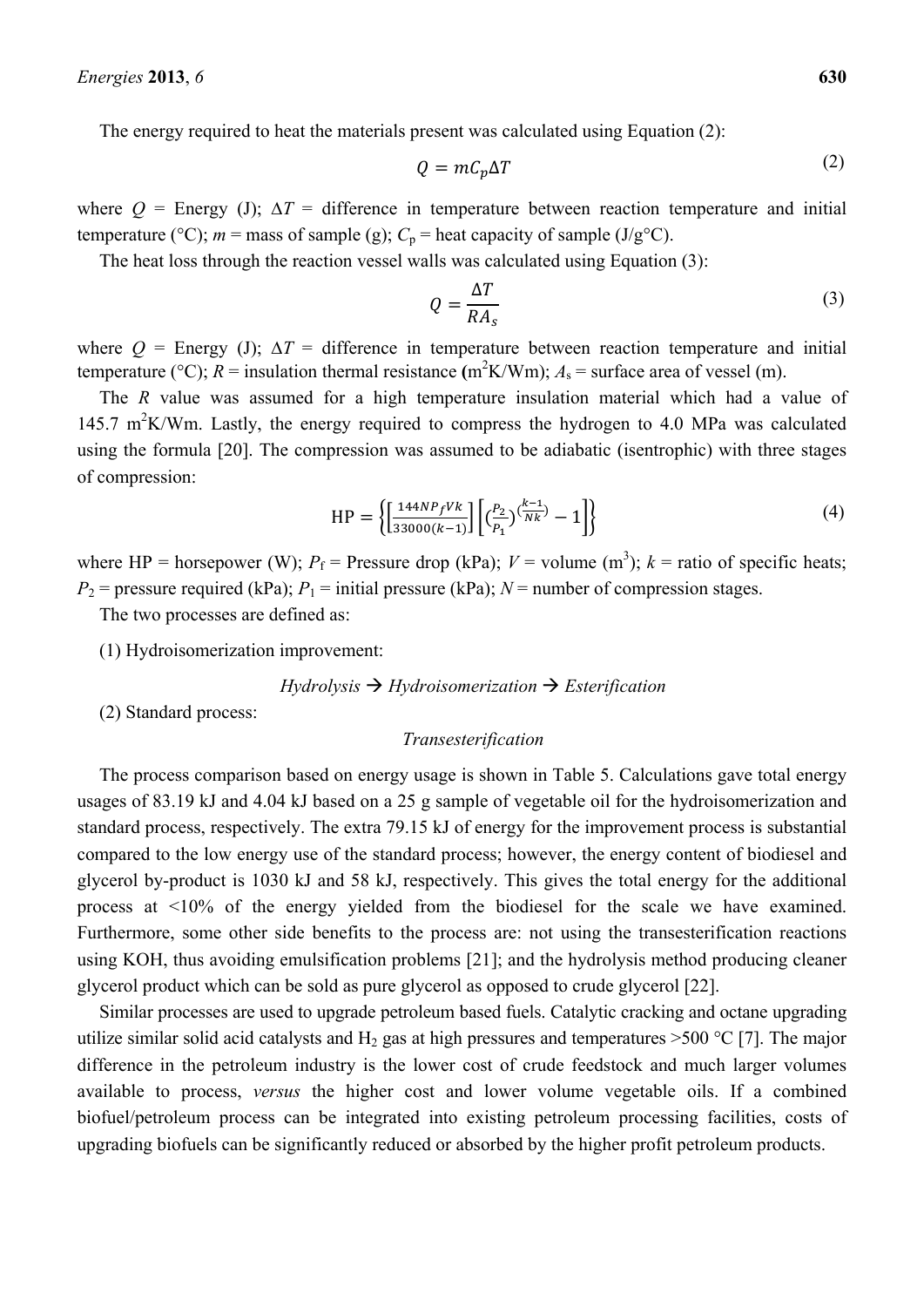The energy required to heat the materials present was calculated using Equation (2):

$$Q = mC_p\Delta T \tag{2}$$

where $Q$ = Energy (J); $\Delta T$ = difference in temperature between reaction temperature and initial temperature (°C); $m$ = mass of sample (g); $C_p$ = heat capacity of sample (J/g°C).

The heat loss through the reaction vessel walls was calculated using Equation (3):

$$Q = \frac{\Delta T}{RA_s} \tag{3}$$

where $Q$ = Energy (J); $\Delta T$ = difference in temperature between reaction temperature and initial temperature (°C); $R$ = insulation thermal resistance ($m^2K/Wm$); $A_s$ = surface area of vessel (m).

The $R$ value was assumed for a high temperature insulation material which had a value of 145.7 $m^2K/Wm$. Lastly, the energy required to compress the hydrogen to 4.0 MPa was calculated using the formula [20]. The compression was assumed to be adiabatic (isentropic) with three stages of compression:

$$\text{HP} = \left\{\left[\frac{144NP_fVk}{33000(k-1)}\right]\left[\left(\frac{P_2}{P_1}\right)^{\left(\frac{k-1}{Nk}\right)} - 1\right]\right\} \tag{4}$$

where HP = horsepower (W); $P_f$ = Pressure drop (kPa); $V$ = volume ($m^3$); $k$ = ratio of specific heats; $P_2$ = pressure required (kPa); $P_1$ = initial pressure (kPa); $N$ = number of compression stages.

The two processes are defined as:

(1) Hydroisomerization improvement:

*Hydrolysis → Hydroisomerization → Esterification*

(2) Standard process:

*Transesterification*

The process comparison based on energy usage is shown in Table 5. Calculations gave total energy usages of 83.19 kJ and 4.04 kJ based on a 25 g sample of vegetable oil for the hydroisomerization and standard process, respectively. The extra 79.15 kJ of energy for the improvement process is substantial compared to the low energy use of the standard process; however, the energy content of biodiesel and glycerol by-product is 1030 kJ and 58 kJ, respectively. This gives the total energy for the additional process at <10% of the energy yielded from the biodiesel for the scale we have examined. Furthermore, some other side benefits to the process are: not using the transesterification reactions using KOH, thus avoiding emulsification problems [21]; and the hydrolysis method producing cleaner glycerol product which can be sold as pure glycerol as opposed to crude glycerol [22].

Similar processes are used to upgrade petroleum based fuels. Catalytic cracking and octane upgrading utilize similar solid acid catalysts and $H_2$ gas at high pressures and temperatures >500 °C [7]. The major difference in the petroleum industry is the lower cost of crude feedstock and much larger volumes available to process, *versus* the higher cost and lower volume vegetable oils. If a combined biofuel/petroleum process can be integrated into existing petroleum processing facilities, costs of upgrading biofuels can be significantly reduced or absorbed by the higher profit petroleum products.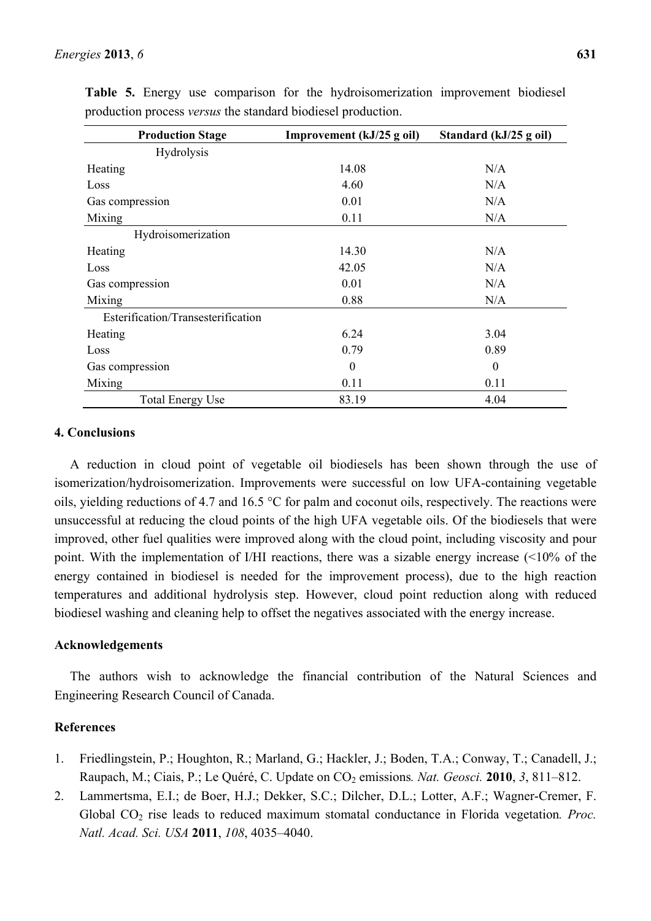**Table 5.** Energy use comparison for the hydroisomerization improvement biodiesel production process *versus* the standard biodiesel production.

| Production Stage | Improvement (kJ/25 g oil) | Standard (kJ/25 g oil) |
|---|---|---|
| Hydrolysis | | |
| Heating | 14.08 | N/A |
| Loss | 4.60 | N/A |
| Gas compression | 0.01 | N/A |
| Mixing | 0.11 | N/A |
| Hydroisomerization | | |
| Heating | 14.30 | N/A |
| Loss | 42.05 | N/A |
| Gas compression | 0.01 | N/A |
| Mixing | 0.88 | N/A |
| Esterification/Transesterification | | |
| Heating | 6.24 | 3.04 |
| Loss | 0.79 | 0.89 |
| Gas compression | 0 | 0 |
| Mixing | 0.11 | 0.11 |
| Total Energy Use | 83.19 | 4.04 |

## 4. Conclusions

A reduction in cloud point of vegetable oil biodiesels has been shown through the use of isomerization/hydroisomerization. Improvements were successful on low UFA-containing vegetable oils, yielding reductions of 4.7 and 16.5 °C for palm and coconut oils, respectively. The reactions were unsuccessful at reducing the cloud points of the high UFA vegetable oils. Of the biodiesels that were improved, other fuel qualities were improved along with the cloud point, including viscosity and pour point. With the implementation of I/HI reactions, there was a sizable energy increase (<10% of the energy contained in biodiesel is needed for the improvement process), due to the high reaction temperatures and additional hydrolysis step. However, cloud point reduction along with reduced biodiesel washing and cleaning help to offset the negatives associated with the energy increase.

## Acknowledgements

The authors wish to acknowledge the financial contribution of the Natural Sciences and Engineering Research Council of Canada.

## References

1. Friedlingstein, P.; Houghton, R.; Marland, G.; Hackler, J.; Boden, T.A.; Conway, T.; Canadell, J.; Raupach, M.; Ciais, P.; Le Quéré, C. Update on $CO_2$ emissions*. Nat. Geosci.* **2010**, *3*, 811–812.
2. Lammertsma, E.I.; de Boer, H.J.; Dekker, S.C.; Dilcher, D.L.; Lotter, A.F.; Wagner-Cremer, F. Global $CO_2$ rise leads to reduced maximum stomatal conductance in Florida vegetation*. Proc. Natl. Acad. Sci. USA* **2011**, *108*, 4035–4040.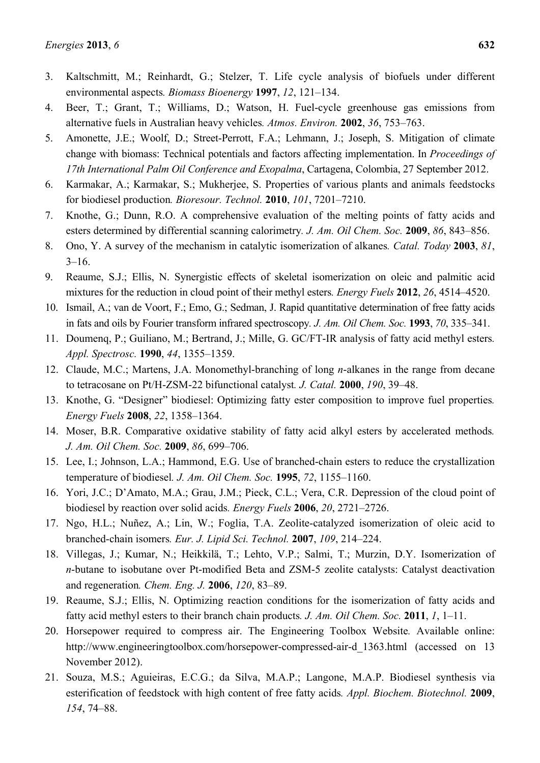3. Kaltschmitt, M.; Reinhardt, G.; Stelzer, T. Life cycle analysis of biofuels under different environmental aspects. *Biomass Bioenergy* **1997**, *12*, 121–134.
4. Beer, T.; Grant, T.; Williams, D.; Watson, H. Fuel-cycle greenhouse gas emissions from alternative fuels in Australian heavy vehicles. *Atmos. Environ.* **2002**, *36*, 753–763.
5. Amonette, J.E.; Woolf, D.; Street-Perrott, F.A.; Lehmann, J.; Joseph, S. Mitigation of climate change with biomass: Technical potentials and factors affecting implementation. In *Proceedings of 17th International Palm Oil Conference and Exopalma*, Cartagena, Colombia, 27 September 2012.
6. Karmakar, A.; Karmakar, S.; Mukherjee, S. Properties of various plants and animals feedstocks for biodiesel production. *Bioresour. Technol.* **2010**, *101*, 7201–7210.
7. Knothe, G.; Dunn, R.O. A comprehensive evaluation of the melting points of fatty acids and esters determined by differential scanning calorimetry. *J. Am. Oil Chem. Soc.* **2009**, *86*, 843–856.
8. Ono, Y. A survey of the mechanism in catalytic isomerization of alkanes. *Catal. Today* **2003**, *81*, 3–16.
9. Reaume, S.J.; Ellis, N. Synergistic effects of skeletal isomerization on oleic and palmitic acid mixtures for the reduction in cloud point of their methyl esters. *Energy Fuels* **2012**, *26*, 4514–4520.
10. Ismail, A.; van de Voort, F.; Emo, G.; Sedman, J. Rapid quantitative determination of free fatty acids in fats and oils by Fourier transform infrared spectroscopy. *J. Am. Oil Chem. Soc.* **1993**, *70*, 335–341.
11. Doumenq, P.; Guiliano, M.; Bertrand, J.; Mille, G. GC/FT-IR analysis of fatty acid methyl esters. *Appl. Spectrosc.* **1990**, *44*, 1355–1359.
12. Claude, M.C.; Martens, J.A. Monomethyl-branching of long *n*-alkanes in the range from decane to tetracosane on Pt/H-ZSM-22 bifunctional catalyst. *J. Catal.* **2000**, *190*, 39–48.
13. Knothe, G. "Designer" biodiesel: Optimizing fatty ester composition to improve fuel properties. *Energy Fuels* **2008**, *22*, 1358–1364.
14. Moser, B.R. Comparative oxidative stability of fatty acid alkyl esters by accelerated methods. *J. Am. Oil Chem. Soc.* **2009**, *86*, 699–706.
15. Lee, I.; Johnson, L.A.; Hammond, E.G. Use of branched-chain esters to reduce the crystallization temperature of biodiesel. *J. Am. Oil Chem. Soc.* **1995**, *72*, 1155–1160.
16. Yori, J.C.; D'Amato, M.A.; Grau, J.M.; Pieck, C.L.; Vera, C.R. Depression of the cloud point of biodiesel by reaction over solid acids. *Energy Fuels* **2006**, *20*, 2721–2726.
17. Ngo, H.L.; Nuñez, A.; Lin, W.; Foglia, T.A. Zeolite-catalyzed isomerization of oleic acid to branched-chain isomers. *Eur. J. Lipid Sci. Technol.* **2007**, *109*, 214–224.
18. Villegas, J.; Kumar, N.; Heikkilä, T.; Lehto, V.P.; Salmi, T.; Murzin, D.Y. Isomerization of *n*-butane to isobutane over Pt-modified Beta and ZSM-5 zeolite catalysts: Catalyst deactivation and regeneration. *Chem. Eng. J.* **2006**, *120*, 83–89.
19. Reaume, S.J.; Ellis, N. Optimizing reaction conditions for the isomerization of fatty acids and fatty acid methyl esters to their branch chain products. *J. Am. Oil Chem. Soc.* **2011**, *1*, 1–11.
20. Horsepower required to compress air. The Engineering Toolbox Website. Available online: http://www.engineeringtoolbox.com/horsepower-compressed-air-d_1363.html (accessed on 13 November 2012).
21. Souza, M.S.; Aguieiras, E.C.G.; da Silva, M.A.P.; Langone, M.A.P. Biodiesel synthesis via esterification of feedstock with high content of free fatty acids. *Appl. Biochem. Biotechnol.* **2009**, *154*, 74–88.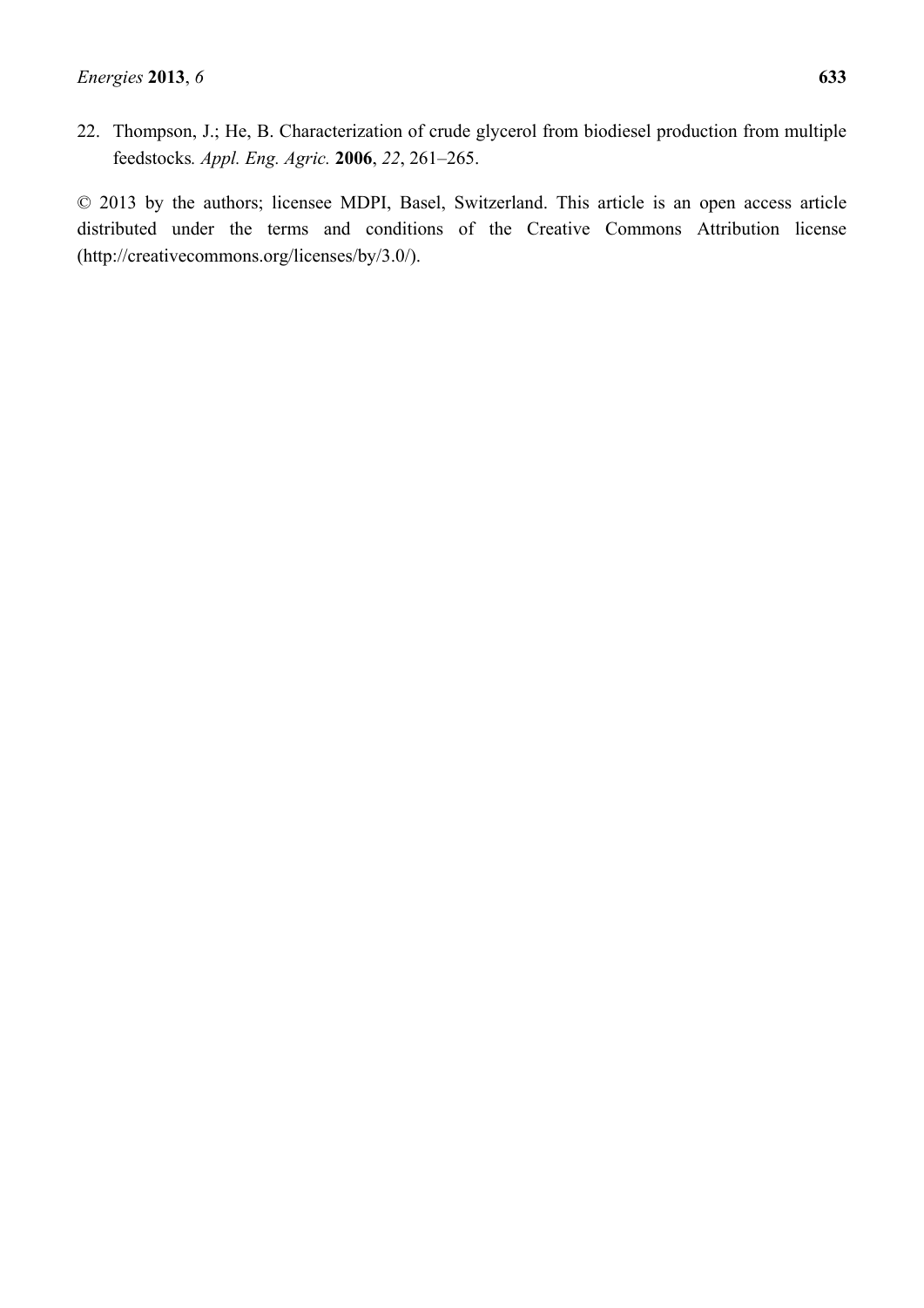22. Thompson, J.; He, B. Characterization of crude glycerol from biodiesel production from multiple feedstocks. *Appl. Eng. Agric.* **2006**, *22*, 261–265.

© 2013 by the authors; licensee MDPI, Basel, Switzerland. This article is an open access article distributed under the terms and conditions of the Creative Commons Attribution license (http://creativecommons.org/licenses/by/3.0/).